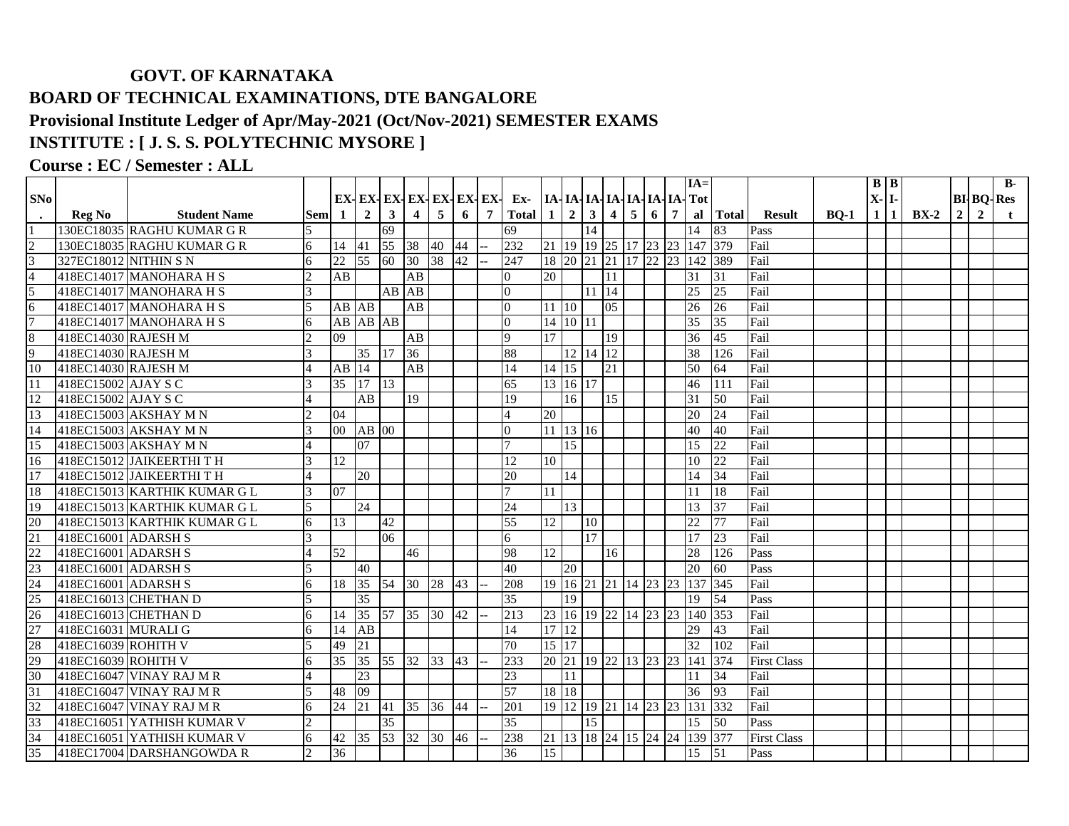# GOVT. OF KARNATAKA

## BOARD OF TECHNICAL EXAMINATIONS, DTE BANGALORE

## Provisional Institute Ledger of Apr/May-2021 (Oct/Nov-2021) SEMESTER EXAMS

## INSTITUTE : [ J. S. S. POLYTECHNIC MYSORE ]

## Course : EC / Semester : ALL

| SNo. | Reg No | Student Name | Sem | EX-1 | EX-2 | EX-3 | EX-4 | EX-5 | EX-6 | EX-7 | Ex-Total | IA-1 | IA-2 | IA-3 | IA-4 | IA-5 | IA-6 | IA-7 | IA=Total | Total | Result | BQ-1 | BX-1 | BI-1 | BX-2 | BI-2 | BQ-2 | B-Result |
|---|---|---|---|---|---|---|---|---|---|---|---|---|---|---|---|---|---|---|---|---|---|---|---|---|---|---|---|---|
| 1 | 130EC18035 | RAGHU KUMAR G R | 5 | | | 69 | | | | | 69 | | | 14 | | | | | 14 | 83 | Pass | | | | | | | |
| 2 | 130EC18035 | RAGHU KUMAR G R | 6 | 14 | 41 | 55 | 38 | 40 | 44 | -- | 232 | 21 | 19 | 19 | 25 | 17 | 23 | 23 | 147 | 379 | Fail | | | | | | | |
| 3 | 327EC18012 | NITHIN S N | 6 | 22 | 55 | 60 | 30 | 38 | 42 | -- | 247 | 18 | 20 | 21 | 21 | 17 | 22 | 23 | 142 | 389 | Fail | | | | | | | |
| 4 | 418EC14017 | MANOHARA H S | 2 | AB | | | AB | | | | 0 | 20 | | | 11 | | | | 31 | 31 | Fail | | | | | | | |
| 5 | 418EC14017 | MANOHARA H S | 3 | | | AB | AB | | | | 0 | | | 11 | 14 | | | | 25 | 25 | Fail | | | | | | | |
| 6 | 418EC14017 | MANOHARA H S | 5 | AB | AB | | AB | | | | 0 | 11 | 10 | | 05 | | | | 26 | 26 | Fail | | | | | | | |
| 7 | 418EC14017 | MANOHARA H S | 6 | AB | AB | AB | | | | | 0 | 14 | 10 | 11 | | | | | 35 | 35 | Fail | | | | | | | |
| 8 | 418EC14030 | RAJESH M | 2 | 09 | | | AB | | | | 9 | 17 | | | 19 | | | | 36 | 45 | Fail | | | | | | | |
| 9 | 418EC14030 | RAJESH M | 3 | | 35 | 17 | 36 | | | | 88 | | 12 | 14 | 12 | | | | 38 | 126 | Fail | | | | | | | |
| 10 | 418EC14030 | RAJESH M | 4 | AB | 14 | | AB | | | | 14 | 14 | 15 | | 21 | | | | 50 | 64 | Fail | | | | | | | |
| 11 | 418EC15002 | AJAY S C | 3 | 35 | 17 | 13 | | | | | 65 | 13 | 16 | 17 | | | | | 46 | 111 | Fail | | | | | | | |
| 12 | 418EC15002 | AJAY S C | 4 | | AB | | 19 | | | | 19 | | 16 | | 15 | | | | 31 | 50 | Fail | | | | | | | |
| 13 | 418EC15003 | AKSHAY M N | 2 | 04 | | | | | | | 4 | 20 | | | | | | | 20 | 24 | Fail | | | | | | | |
| 14 | 418EC15003 | AKSHAY M N | 3 | 00 | AB | 00 | | | | | 0 | 11 | 13 | 16 | | | | | 40 | 40 | Fail | | | | | | | |
| 15 | 418EC15003 | AKSHAY M N | 4 | | 07 | | | | | | 7 | | 15 | | | | | | 15 | 22 | Fail | | | | | | | |
| 16 | 418EC15012 | JAIKEERTHI T H | 3 | 12 | | | | | | | 12 | 10 | | | | | | | 10 | 22 | Fail | | | | | | | |
| 17 | 418EC15012 | JAIKEERTHI T H | 4 | | 20 | | | | | | 20 | | 14 | | | | | | 14 | 34 | Fail | | | | | | | |
| 18 | 418EC15013 | KARTHIK KUMAR G L | 3 | 07 | | | | | | | 7 | 11 | | | | | | | 11 | 18 | Fail | | | | | | | |
| 19 | 418EC15013 | KARTHIK KUMAR G L | 5 | | 24 | | | | | | 24 | | 13 | | | | | | 13 | 37 | Fail | | | | | | | |
| 20 | 418EC15013 | KARTHIK KUMAR G L | 6 | 13 | | 42 | | | | | 55 | 12 | | 10 | | | | | 22 | 77 | Fail | | | | | | | |
| 21 | 418EC16001 | ADARSH S | 3 | | | 06 | | | | | 6 | | | 17 | | | | | 17 | 23 | Fail | | | | | | | |
| 22 | 418EC16001 | ADARSH S | 4 | 52 | | | 46 | | | | 98 | 12 | | | 16 | | | | 28 | 126 | Pass | | | | | | | |
| 23 | 418EC16001 | ADARSH S | 5 | | 40 | | | | | | 40 | | 20 | | | | | | 20 | 60 | Pass | | | | | | | |
| 24 | 418EC16001 | ADARSH S | 6 | 18 | 35 | 54 | 30 | 28 | 43 | -- | 208 | 19 | 16 | 21 | 21 | 14 | 23 | 23 | 137 | 345 | Fail | | | | | | | |
| 25 | 418EC16013 | CHETHAN D | 5 | | 35 | | | | | | 35 | | 19 | | | | | | 19 | 54 | Pass | | | | | | | |
| 26 | 418EC16013 | CHETHAN D | 6 | 14 | 35 | 57 | 35 | 30 | 42 | -- | 213 | 23 | 16 | 19 | 22 | 14 | 23 | 23 | 140 | 353 | Fail | | | | | | | |
| 27 | 418EC16031 | MURALI G | 6 | 14 | AB | | | | | | 14 | 17 | 12 | | | | | | 29 | 43 | Fail | | | | | | | |
| 28 | 418EC16039 | ROHITH V | 5 | 49 | 21 | | | | | | 70 | 15 | 17 | | | | | | 32 | 102 | Fail | | | | | | | |
| 29 | 418EC16039 | ROHITH V | 6 | 35 | 35 | 55 | 32 | 33 | 43 | -- | 233 | 20 | 21 | 19 | 22 | 13 | 23 | 23 | 141 | 374 | First Class | | | | | | | |
| 30 | 418EC16047 | VINAY RAJ M R | 4 | | 23 | | | | | | 23 | | 11 | | | | | | 11 | 34 | Fail | | | | | | | |
| 31 | 418EC16047 | VINAY RAJ M R | 5 | 48 | 09 | | | | | | 57 | 18 | 18 | | | | | | 36 | 93 | Fail | | | | | | | |
| 32 | 418EC16047 | VINAY RAJ M R | 6 | 24 | 21 | 41 | 35 | 36 | 44 | -- | 201 | 19 | 12 | 19 | 21 | 14 | 23 | 23 | 131 | 332 | Fail | | | | | | | |
| 33 | 418EC16051 | YATHISH KUMAR V | 2 | | | 35 | | | | | 35 | | | 15 | | | | | 15 | 50 | Pass | | | | | | | |
| 34 | 418EC16051 | YATHISH KUMAR V | 6 | 42 | 35 | 53 | 32 | 30 | 46 | -- | 238 | 21 | 13 | 18 | 24 | 15 | 24 | 24 | 139 | 377 | First Class | | | | | | | |
| 35 | 418EC17004 | DARSHANGOWDA R | 2 | 36 | | | | | | | 36 | 15 | | | | | | | 15 | 51 | Pass | | | | | | | |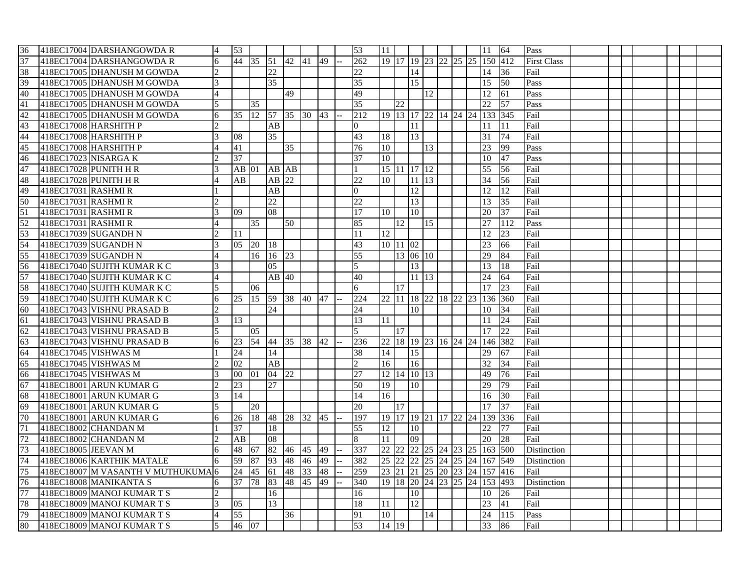| | | | | | | | | | | | | | | | | | | | | | | | | | | | | |
|---|---|---|---|---|---|---|---|---|---|---|---|---|---|---|---|---|---|---|---|---|---|---|---|---|---|---|---|---|
| 36 | 418EC17004 | DARSHANGOWDA R | 4 | 53 | | | | | | | 53 | 11 | | | | | | | 11 | 64 | Pass | | | | | | | |
| 37 | 418EC17004 | DARSHANGOWDA R | 6 | 44 | 35 | 51 | 42 | 41 | 49 | -- | 262 | 19 | 17 | 19 | 23 | 22 | 25 | 25 | 150 | 412 | First Class | | | | | | | |
| 38 | 418EC17005 | DHANUSH M GOWDA | 2 | | | 22 | | | | | 22 | | | 14 | | | | | 14 | 36 | Fail | | | | | | | |
| 39 | 418EC17005 | DHANUSH M GOWDA | 3 | | | 35 | | | | | 35 | | | 15 | | | | | 15 | 50 | Pass | | | | | | | |
| 40 | 418EC17005 | DHANUSH M GOWDA | 4 | | | | 49 | | | | 49 | | | | 12 | | | | 12 | 61 | Pass | | | | | | | |
| 41 | 418EC17005 | DHANUSH M GOWDA | 5 | | 35 | | | | | | 35 | | 22 | | | | | | 22 | 57 | Pass | | | | | | | |
| 42 | 418EC17005 | DHANUSH M GOWDA | 6 | 35 | 12 | 57 | 35 | 30 | 43 | -- | 212 | 19 | 13 | 17 | 22 | 14 | 24 | 24 | 133 | 345 | Fail | | | | | | | |
| 43 | 418EC17008 | HARSHITH P | 2 | | | AB | | | | | 0 | | | 11 | | | | | 11 | 11 | Fail | | | | | | | |
| 44 | 418EC17008 | HARSHITH P | 3 | 08 | | 35 | | | | | 43 | 18 | | 13 | | | | | 31 | 74 | Fail | | | | | | | |
| 45 | 418EC17008 | HARSHITH P | 4 | 41 | | | 35 | | | | 76 | 10 | | | 13 | | | | 23 | 99 | Pass | | | | | | | |
| 46 | 418EC17023 | NISARGA K | 2 | 37 | | | | | | | 37 | 10 | | | | | | | 10 | 47 | Pass | | | | | | | |
| 47 | 418EC17028 | PUNITH H R | 3 | AB | 01 | AB | AB | | | | 1 | 15 | 11 | 17 | 12 | | | | 55 | 56 | Fail | | | | | | | |
| 48 | 418EC17028 | PUNITH H R | 4 | AB | | AB | 22 | | | | 22 | 10 | | 11 | 13 | | | | 34 | 56 | Fail | | | | | | | |
| 49 | 418EC17031 | RASHMI R | 1 | | | AB | | | | | 0 | | | 12 | | | | | 12 | 12 | Fail | | | | | | | |
| 50 | 418EC17031 | RASHMI R | 2 | | | 22 | | | | | 22 | | | 13 | | | | | 13 | 35 | Fail | | | | | | | |
| 51 | 418EC17031 | RASHMI R | 3 | 09 | | 08 | | | | | 17 | 10 | | 10 | | | | | 20 | 37 | Fail | | | | | | | |
| 52 | 418EC17031 | RASHMI R | 4 | | 35 | | 50 | | | | 85 | | 12 | | 15 | | | | 27 | 112 | Pass | | | | | | | |
| 53 | 418EC17039 | SUGANDH N | 2 | 11 | | | | | | | 11 | 12 | | | | | | | 12 | 23 | Fail | | | | | | | |
| 54 | 418EC17039 | SUGANDH N | 3 | 05 | 20 | 18 | | | | | 43 | 10 | 11 | 02 | | | | | 23 | 66 | Fail | | | | | | | |
| 55 | 418EC17039 | SUGANDH N | 4 | | 16 | 16 | 23 | | | | 55 | | 13 | 06 | 10 | | | | 29 | 84 | Fail | | | | | | | |
| 56 | 418EC17040 | SUJITH KUMAR K C | 3 | | | 05 | | | | | 5 | | | 13 | | | | | 13 | 18 | Fail | | | | | | | |
| 57 | 418EC17040 | SUJITH KUMAR K C | 4 | | | AB | 40 | | | | 40 | | | 11 | 13 | | | | 24 | 64 | Fail | | | | | | | |
| 58 | 418EC17040 | SUJITH KUMAR K C | 5 | | 06 | | | | | | 6 | | 17 | | | | | | 17 | 23 | Fail | | | | | | | |
| 59 | 418EC17040 | SUJITH KUMAR K C | 6 | 25 | 15 | 59 | 38 | 40 | 47 | -- | 224 | 22 | 11 | 18 | 22 | 18 | 22 | 23 | 136 | 360 | Fail | | | | | | | |
| 60 | 418EC17043 | VISHNU PRASAD B | 2 | | | 24 | | | | | 24 | | | 10 | | | | | 10 | 34 | Fail | | | | | | | |
| 61 | 418EC17043 | VISHNU PRASAD B | 3 | 13 | | | | | | | 13 | 11 | | | | | | | 11 | 24 | Fail | | | | | | | |
| 62 | 418EC17043 | VISHNU PRASAD B | 5 | | 05 | | | | | | 5 | | 17 | | | | | | 17 | 22 | Fail | | | | | | | |
| 63 | 418EC17043 | VISHNU PRASAD B | 6 | 23 | 54 | 44 | 35 | 38 | 42 | -- | 236 | 22 | 18 | 19 | 23 | 16 | 24 | 24 | 146 | 382 | Fail | | | | | | | |
| 64 | 418EC17045 | VISHWAS M | 1 | 24 | | 14 | | | | | 38 | 14 | | 15 | | | | | 29 | 67 | Fail | | | | | | | |
| 65 | 418EC17045 | VISHWAS M | 2 | 02 | | AB | | | | | 2 | 16 | | 16 | | | | | 32 | 34 | Fail | | | | | | | |
| 66 | 418EC17045 | VISHWAS M | 3 | 00 | 01 | 04 | 22 | | | | 27 | 12 | 14 | 10 | 13 | | | | 49 | 76 | Fail | | | | | | | |
| 67 | 418EC18001 | ARUN KUMAR G | 2 | 23 | | 27 | | | | | 50 | 19 | | 10 | | | | | 29 | 79 | Fail | | | | | | | |
| 68 | 418EC18001 | ARUN KUMAR G | 3 | 14 | | | | | | | 14 | 16 | | | | | | | 16 | 30 | Fail | | | | | | | |
| 69 | 418EC18001 | ARUN KUMAR G | 5 | | 20 | | | | | | 20 | | 17 | | | | | | 17 | 37 | Fail | | | | | | | |
| 70 | 418EC18001 | ARUN KUMAR G | 6 | 26 | 18 | 48 | 28 | 32 | 45 | -- | 197 | 19 | 17 | 19 | 21 | 17 | 22 | 24 | 139 | 336 | Fail | | | | | | | |
| 71 | 418EC18002 | CHANDAN M | 1 | 37 | | 18 | | | | | 55 | 12 | | 10 | | | | | 22 | 77 | Fail | | | | | | | |
| 72 | 418EC18002 | CHANDAN M | 2 | AB | | 08 | | | | | 8 | 11 | | 09 | | | | | 20 | 28 | Fail | | | | | | | |
| 73 | 418EC18005 | JEEVAN M | 6 | 48 | 67 | 82 | 46 | 45 | 49 | -- | 337 | 22 | 22 | 22 | 25 | 24 | 23 | 25 | 163 | 500 | Distinction | | | | | | | |
| 74 | 418EC18006 | KARTHIK MATALE | 6 | 59 | 87 | 93 | 48 | 46 | 49 | -- | 382 | 25 | 22 | 22 | 25 | 24 | 25 | 24 | 167 | 549 | Distinction | | | | | | | |
| 75 | 418EC18007 | M VASANTH V MUTHUKUMA | 6 | 24 | 45 | 61 | 48 | 33 | 48 | -- | 259 | 23 | 21 | 21 | 25 | 20 | 23 | 24 | 157 | 416 | Fail | | | | | | | |
| 76 | 418EC18008 | MANIKANTA S | 6 | 37 | 78 | 83 | 48 | 45 | 49 | -- | 340 | 19 | 18 | 20 | 24 | 23 | 25 | 24 | 153 | 493 | Distinction | | | | | | | |
| 77 | 418EC18009 | MANOJ KUMAR T S | 2 | | | 16 | | | | | 16 | | | 10 | | | | | 10 | 26 | Fail | | | | | | | |
| 78 | 418EC18009 | MANOJ KUMAR T S | 3 | 05 | | 13 | | | | | 18 | 11 | | 12 | | | | | 23 | 41 | Fail | | | | | | | |
| 79 | 418EC18009 | MANOJ KUMAR T S | 4 | 55 | | | 36 | | | | 91 | 10 | | | 14 | | | | 24 | 115 | Pass | | | | | | | |
| 80 | 418EC18009 | MANOJ KUMAR T S | 5 | 46 | 07 | | | | | | 53 | 14 | 19 | | | | | | 33 | 86 | Fail | | | | | | | |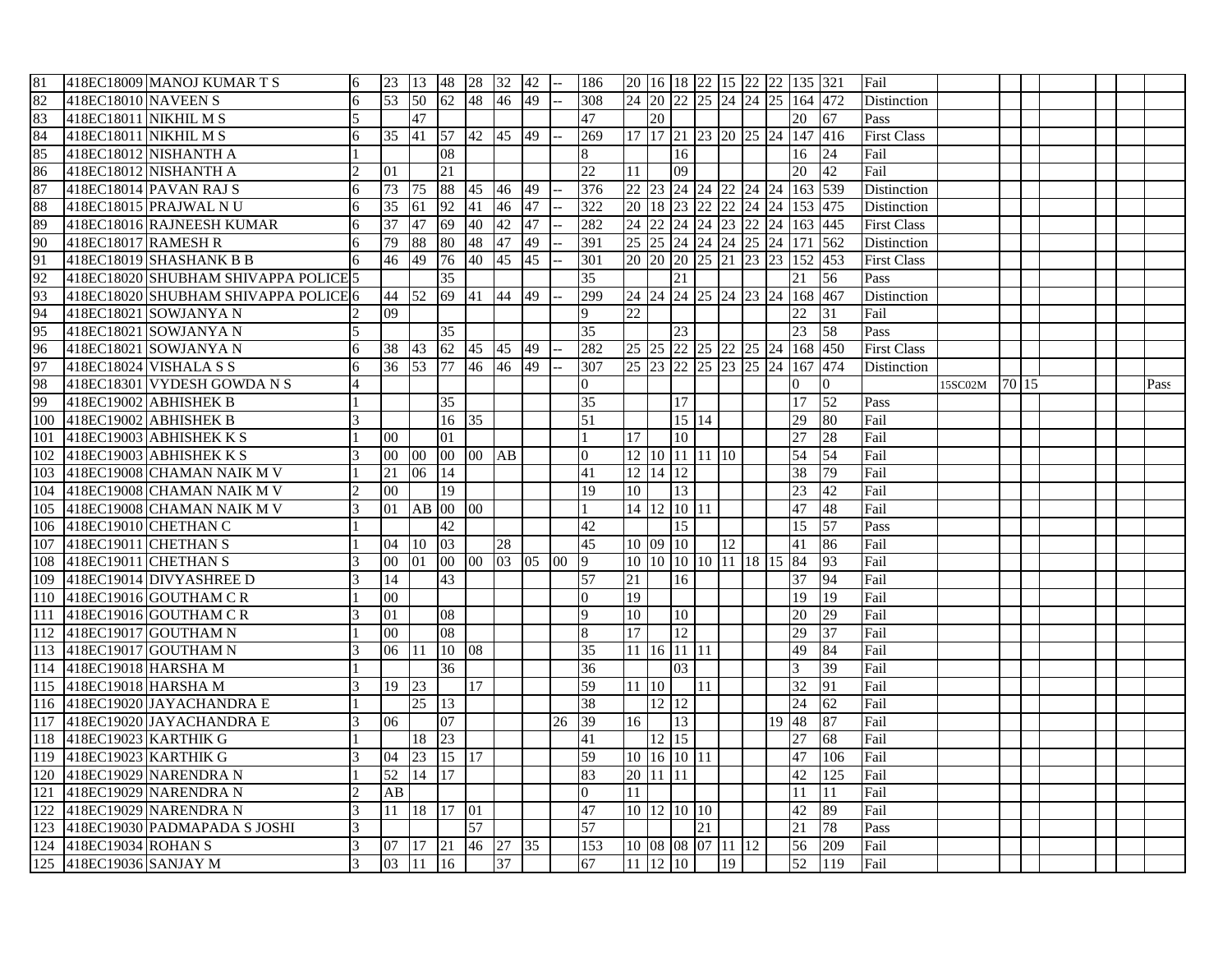| | | | | | | | | | | | | | | | | | | | | | | | | | | | | |
|---|---|---|---|---|---|---|---|---|---|---|---|---|---|---|---|---|---|---|---|---|---|---|---|---|---|---|---|---|
| 81 | 418EC18009 | MANOJ KUMAR T S | 6 | 23 | 13 | 48 | 28 | 32 | 42 | -- | 186 | 20 | 16 | 18 | 22 | 15 | 22 | 22 | 135 | 321 | Fail | | | | | | | |
| 82 | 418EC18010 | NAVEEN S | 6 | 53 | 50 | 62 | 48 | 46 | 49 | -- | 308 | 24 | 20 | 22 | 25 | 24 | 24 | 25 | 164 | 472 | Distinction | | | | | | | |
| 83 | 418EC18011 | NIKHIL M S | 5 | | 47 | | | | | | 47 | | 20 | | | | | | 20 | 67 | Pass | | | | | | | |
| 84 | 418EC18011 | NIKHIL M S | 6 | 35 | 41 | 57 | 42 | 45 | 49 | -- | 269 | 17 | 17 | 21 | 23 | 20 | 25 | 24 | 147 | 416 | First Class | | | | | | | |
| 85 | 418EC18012 | NISHANTH A | 1 | | | 08 | | | | | 8 | | | 16 | | | | | 16 | 24 | Fail | | | | | | | |
| 86 | 418EC18012 | NISHANTH A | 2 | 01 | | 21 | | | | | 22 | 11 | | 09 | | | | | 20 | 42 | Fail | | | | | | | |
| 87 | 418EC18014 | PAVAN RAJ S | 6 | 73 | 75 | 88 | 45 | 46 | 49 | -- | 376 | 22 | 23 | 24 | 24 | 22 | 24 | 24 | 163 | 539 | Distinction | | | | | | | |
| 88 | 418EC18015 | PRAJWAL N U | 6 | 35 | 61 | 92 | 41 | 46 | 47 | -- | 322 | 20 | 18 | 23 | 22 | 22 | 24 | 24 | 153 | 475 | Distinction | | | | | | | |
| 89 | 418EC18016 | RAJNEESH KUMAR | 6 | 37 | 47 | 69 | 40 | 42 | 47 | -- | 282 | 24 | 22 | 24 | 24 | 23 | 22 | 24 | 163 | 445 | First Class | | | | | | | |
| 90 | 418EC18017 | RAMESH R | 6 | 79 | 88 | 80 | 48 | 47 | 49 | -- | 391 | 25 | 25 | 24 | 24 | 24 | 25 | 24 | 171 | 562 | Distinction | | | | | | | |
| 91 | 418EC18019 | SHASHANK B B | 6 | 46 | 49 | 76 | 40 | 45 | 45 | -- | 301 | 20 | 20 | 20 | 25 | 21 | 23 | 23 | 152 | 453 | First Class | | | | | | | |
| 92 | 418EC18020 | SHUBHAM SHIVAPPA POLICE | 5 | | | 35 | | | | | 35 | | | 21 | | | | | 21 | 56 | Pass | | | | | | | |
| 93 | 418EC18020 | SHUBHAM SHIVAPPA POLICE | 6 | 44 | 52 | 69 | 41 | 44 | 49 | -- | 299 | 24 | 24 | 24 | 25 | 24 | 23 | 24 | 168 | 467 | Distinction | | | | | | | |
| 94 | 418EC18021 | SOWJANYA N | 2 | 09 | | | | | | | 9 | 22 | | | | | | | 22 | 31 | Fail | | | | | | | |
| 95 | 418EC18021 | SOWJANYA N | 5 | | | 35 | | | | | 35 | | | 23 | | | | | 23 | 58 | Pass | | | | | | | |
| 96 | 418EC18021 | SOWJANYA N | 6 | 38 | 43 | 62 | 45 | 45 | 49 | -- | 282 | 25 | 25 | 22 | 25 | 22 | 25 | 24 | 168 | 450 | First Class | | | | | | | |
| 97 | 418EC18024 | VISHALA S S | 6 | 36 | 53 | 77 | 46 | 46 | 49 | -- | 307 | 25 | 23 | 22 | 25 | 23 | 25 | 24 | 167 | 474 | Distinction | | | | | | | |
| 98 | 418EC18301 | VYDESH GOWDA N S | 4 | | | | | | | | 0 | | | | | | | | 0 | 0 | | 15SC02M | 70 | 15 | | | | Pass |
| 99 | 418EC19002 | ABHISHEK B | 1 | | | 35 | | | | | 35 | | | 17 | | | | | 17 | 52 | Pass | | | | | | | |
| 100 | 418EC19002 | ABHISHEK B | 3 | | | 16 | 35 | | | | 51 | | | 15 | 14 | | | | 29 | 80 | Fail | | | | | | | |
| 101 | 418EC19003 | ABHISHEK K S | 1 | 00 | | 01 | | | | | 1 | 17 | | 10 | | | | | 27 | 28 | Fail | | | | | | | |
| 102 | 418EC19003 | ABHISHEK K S | 3 | 00 | 00 | 00 | 00 | AB | | | 0 | 12 | 10 | 11 | 11 | 10 | | | 54 | 54 | Fail | | | | | | | |
| 103 | 418EC19008 | CHAMAN NAIK M V | 1 | 21 | 06 | 14 | | | | | 41 | 12 | 14 | 12 | | | | | 38 | 79 | Fail | | | | | | | |
| 104 | 418EC19008 | CHAMAN NAIK M V | 2 | 00 | | 19 | | | | | 19 | 10 | | 13 | | | | | 23 | 42 | Fail | | | | | | | |
| 105 | 418EC19008 | CHAMAN NAIK M V | 3 | 01 | AB | 00 | 00 | | | | 1 | 14 | 12 | 10 | 11 | | | | 47 | 48 | Fail | | | | | | | |
| 106 | 418EC19010 | CHETHAN C | 1 | | | 42 | | | | | 42 | | | 15 | | | | | 15 | 57 | Pass | | | | | | | |
| 107 | 418EC19011 | CHETHAN S | 1 | 04 | 10 | 03 | | 28 | | | 45 | 10 | 09 | 10 | | 12 | | | 41 | 86 | Fail | | | | | | | |
| 108 | 418EC19011 | CHETHAN S | 3 | 00 | 01 | 00 | 00 | 03 | 05 | 00 | 9 | 10 | 10 | 10 | 10 | 11 | 18 | 15 | 84 | 93 | Fail | | | | | | | |
| 109 | 418EC19014 | DIVYASHREE D | 3 | 14 | | 43 | | | | | 57 | 21 | | 16 | | | | | 37 | 94 | Fail | | | | | | | |
| 110 | 418EC19016 | GOUTHAM C R | 1 | 00 | | | | | | | 0 | 19 | | | | | | | 19 | 19 | Fail | | | | | | | |
| 111 | 418EC19016 | GOUTHAM C R | 3 | 01 | | 08 | | | | | 9 | 10 | | 10 | | | | | 20 | 29 | Fail | | | | | | | |
| 112 | 418EC19017 | GOUTHAM N | 1 | 00 | | 08 | | | | | 8 | 17 | | 12 | | | | | 29 | 37 | Fail | | | | | | | |
| 113 | 418EC19017 | GOUTHAM N | 3 | 06 | 11 | 10 | 08 | | | | 35 | 11 | 16 | 11 | 11 | | | | 49 | 84 | Fail | | | | | | | |
| 114 | 418EC19018 | HARSHA M | 1 | | | 36 | | | | | 36 | | | 03 | | | | | 3 | 39 | Fail | | | | | | | |
| 115 | 418EC19018 | HARSHA M | 3 | 19 | 23 | | 17 | | | | 59 | 11 | 10 | | 11 | | | | 32 | 91 | Fail | | | | | | | |
| 116 | 418EC19020 | JAYACHANDRA E | 1 | | 25 | 13 | | | | | 38 | | 12 | 12 | | | | | 24 | 62 | Fail | | | | | | | |
| 117 | 418EC19020 | JAYACHANDRA E | 3 | 06 | | 07 | | | | 26 | 39 | 16 | | 13 | | | | 19 | 48 | 87 | Fail | | | | | | | |
| 118 | 418EC19023 | KARTHIK G | 1 | | 18 | 23 | | | | | 41 | | 12 | 15 | | | | | 27 | 68 | Fail | | | | | | | |
| 119 | 418EC19023 | KARTHIK G | 3 | 04 | 23 | 15 | 17 | | | | 59 | 10 | 16 | 10 | 11 | | | | 47 | 106 | Fail | | | | | | | |
| 120 | 418EC19029 | NARENDRA N | 1 | 52 | 14 | 17 | | | | | 83 | 20 | 11 | 11 | | | | | 42 | 125 | Fail | | | | | | | |
| 121 | 418EC19029 | NARENDRA N | 2 | AB | | | | | | | 0 | 11 | | | | | | | 11 | 11 | Fail | | | | | | | |
| 122 | 418EC19029 | NARENDRA N | 3 | 11 | 18 | 17 | 01 | | | | 47 | 10 | 12 | 10 | 10 | | | | 42 | 89 | Fail | | | | | | | |
| 123 | 418EC19030 | PADMAPADA S JOSHI | 3 | | | | 57 | | | | 57 | | | | 21 | | | | 21 | 78 | Pass | | | | | | | |
| 124 | 418EC19034 | ROHAN S | 3 | 07 | 17 | 21 | 46 | 27 | 35 | | 153 | 10 | 08 | 08 | 07 | 11 | 12 | | 56 | 209 | Fail | | | | | | | |
| 125 | 418EC19036 | SANJAY M | 3 | 03 | 11 | 16 | | 37 | | | 67 | 11 | 12 | 10 | | 19 | | | 52 | 119 | Fail | | | | | | | |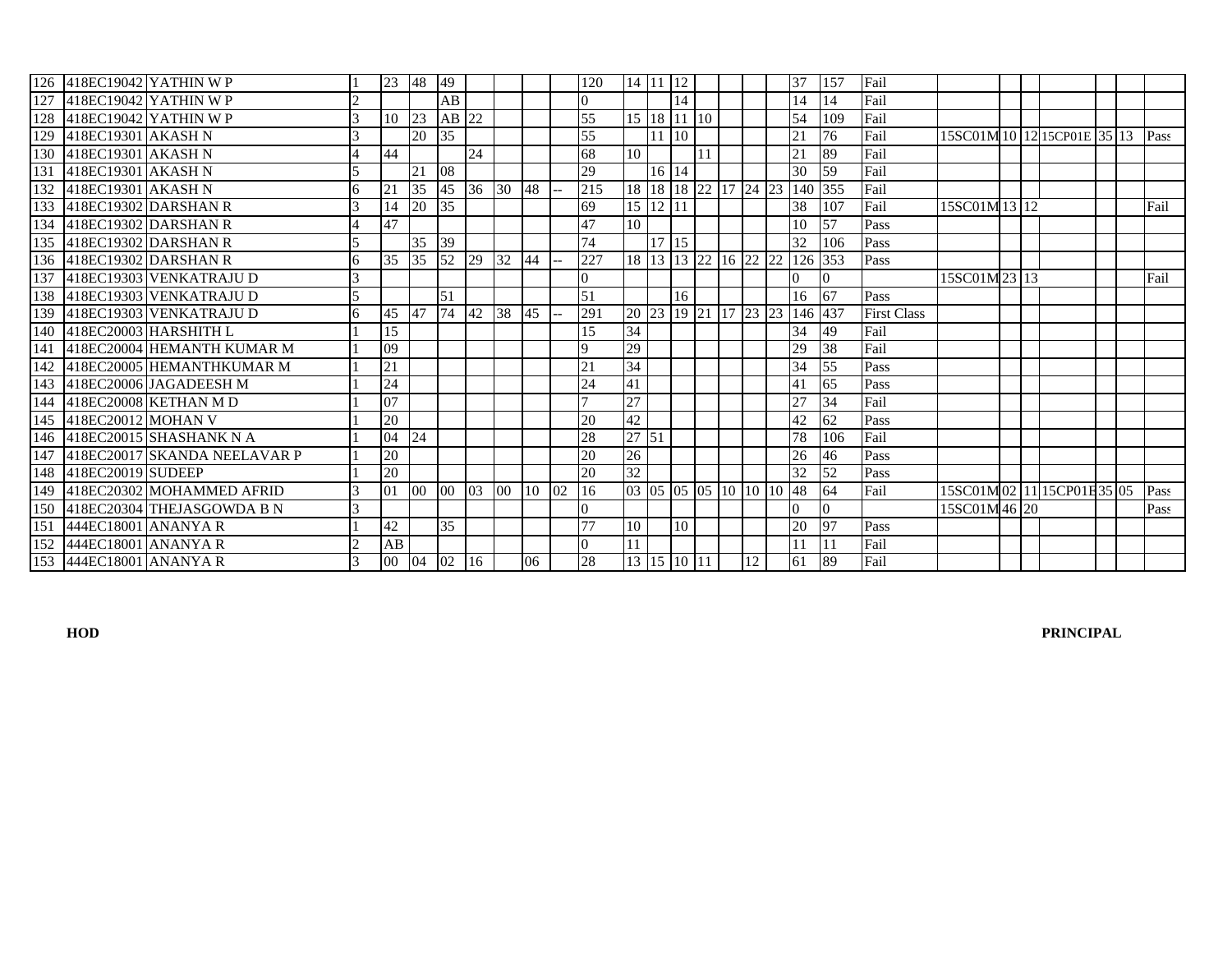| | | | | | | | | | | | | | | | | | | | | | | | | | | | | |
|---|---|---|---|---|---|---|---|---|---|---|---|---|---|---|---|---|---|---|---|---|---|---|---|---|---|---|---|---|
| 126 | 418EC19042 | YATHIN W P | 1 | 23 | 48 | 49 | | | | | 120 | 14 | 11 | 12 | | | | | 37 | 157 | Fail | | | | | | | |
| 127 | 418EC19042 | YATHIN W P | 2 | | | AB | | | | | 0 | | | 14 | | | | | 14 | 14 | Fail | | | | | | | |
| 128 | 418EC19042 | YATHIN W P | 3 | 10 | 23 | AB | 22 | | | | 55 | 15 | 18 | 11 | 10 | | | | 54 | 109 | Fail | | | | | | | |
| 129 | 418EC19301 | AKASH N | 3 | | 20 | 35 | | | | | 55 | | 11 | 10 | | | | | 21 | 76 | Fail | 15SC01M | 10 | 12 | 15CP01E | 35 | 13 | Pass |
| 130 | 418EC19301 | AKASH N | 4 | 44 | | | 24 | | | | 68 | 10 | | | 11 | | | | 21 | 89 | Fail | | | | | | | |
| 131 | 418EC19301 | AKASH N | 5 | | 21 | 08 | | | | | 29 | | 16 | 14 | | | | | 30 | 59 | Fail | | | | | | | |
| 132 | 418EC19301 | AKASH N | 6 | 21 | 35 | 45 | 36 | 30 | 48 | -- | 215 | 18 | 18 | 18 | 22 | 17 | 24 | 23 | 140 | 355 | Fail | | | | | | | |
| 133 | 418EC19302 | DARSHAN R | 3 | 14 | 20 | 35 | | | | | 69 | 15 | 12 | 11 | | | | | 38 | 107 | Fail | 15SC01M | 13 | 12 | | | | Fail |
| 134 | 418EC19302 | DARSHAN R | 4 | 47 | | | | | | | 47 | 10 | | | | | | | 10 | 57 | Pass | | | | | | | |
| 135 | 418EC19302 | DARSHAN R | 5 | | 35 | 39 | | | | | 74 | | 17 | 15 | | | | | 32 | 106 | Pass | | | | | | | |
| 136 | 418EC19302 | DARSHAN R | 6 | 35 | 35 | 52 | 29 | 32 | 44 | -- | 227 | 18 | 13 | 13 | 22 | 16 | 22 | 22 | 126 | 353 | Pass | | | | | | | |
| 137 | 418EC19303 | VENKATRAJU D | 3 | | | | | | | | 0 | | | | | | | | 0 | 0 | | 15SC01M | 23 | 13 | | | | Fail |
| 138 | 418EC19303 | VENKATRAJU D | 5 | | | 51 | | | | | 51 | | | 16 | | | | | 16 | 67 | Pass | | | | | | | |
| 139 | 418EC19303 | VENKATRAJU D | 6 | 45 | 47 | 74 | 42 | 38 | 45 | -- | 291 | 20 | 23 | 19 | 21 | 17 | 23 | 23 | 146 | 437 | First Class | | | | | | | |
| 140 | 418EC20003 | HARSHITH L | 1 | 15 | | | | | | | 15 | 34 | | | | | | | 34 | 49 | Fail | | | | | | | |
| 141 | 418EC20004 | HEMANTH KUMAR M | 1 | 09 | | | | | | | 9 | 29 | | | | | | | 29 | 38 | Fail | | | | | | | |
| 142 | 418EC20005 | HEMANTHKUMAR M | 1 | 21 | | | | | | | 21 | 34 | | | | | | | 34 | 55 | Pass | | | | | | | |
| 143 | 418EC20006 | JAGADEESH M | 1 | 24 | | | | | | | 24 | 41 | | | | | | | 41 | 65 | Pass | | | | | | | |
| 144 | 418EC20008 | KETHAN M D | 1 | 07 | | | | | | | 7 | 27 | | | | | | | 27 | 34 | Fail | | | | | | | |
| 145 | 418EC20012 | MOHAN V | 1 | 20 | | | | | | | 20 | 42 | | | | | | | 42 | 62 | Pass | | | | | | | |
| 146 | 418EC20015 | SHASHANK N A | 1 | 04 | 24 | | | | | | 28 | 27 | 51 | | | | | | 78 | 106 | Fail | | | | | | | |
| 147 | 418EC20017 | SKANDA NEELAVAR P | 1 | 20 | | | | | | | 20 | 26 | | | | | | | 26 | 46 | Pass | | | | | | | |
| 148 | 418EC20019 | SUDEEP | 1 | 20 | | | | | | | 20 | 32 | | | | | | | 32 | 52 | Pass | | | | | | | |
| 149 | 418EC20302 | MOHAMMED AFRID | 3 | 01 | 00 | 00 | 03 | 00 | 10 | 02 | 16 | 03 | 05 | 05 | 05 | 10 | 10 | 10 | 48 | 64 | Fail | 15SC01M | 02 | 11 | 15CP01E | 35 | 05 | Pass |
| 150 | 418EC20304 | THEJASGOWDA B N | 3 | | | | | | | | 0 | | | | | | | | 0 | 0 | | 15SC01M | 46 | 20 | | | | Pass |
| 151 | 444EC18001 | ANANYA R | 1 | 42 | | 35 | | | | | 77 | 10 | | 10 | | | | | 20 | 97 | Pass | | | | | | | |
| 152 | 444EC18001 | ANANYA R | 2 | AB | | | | | | | 0 | 11 | | | | | | | 11 | 11 | Fail | | | | | | | |
| 153 | 444EC18001 | ANANYA R | 3 | 00 | 04 | 02 | 16 | | 06 | | 28 | 13 | 15 | 10 | 11 | | 12 | | 61 | 89 | Fail | | | | | | | |

**HOD**

**PRINCIPAL**